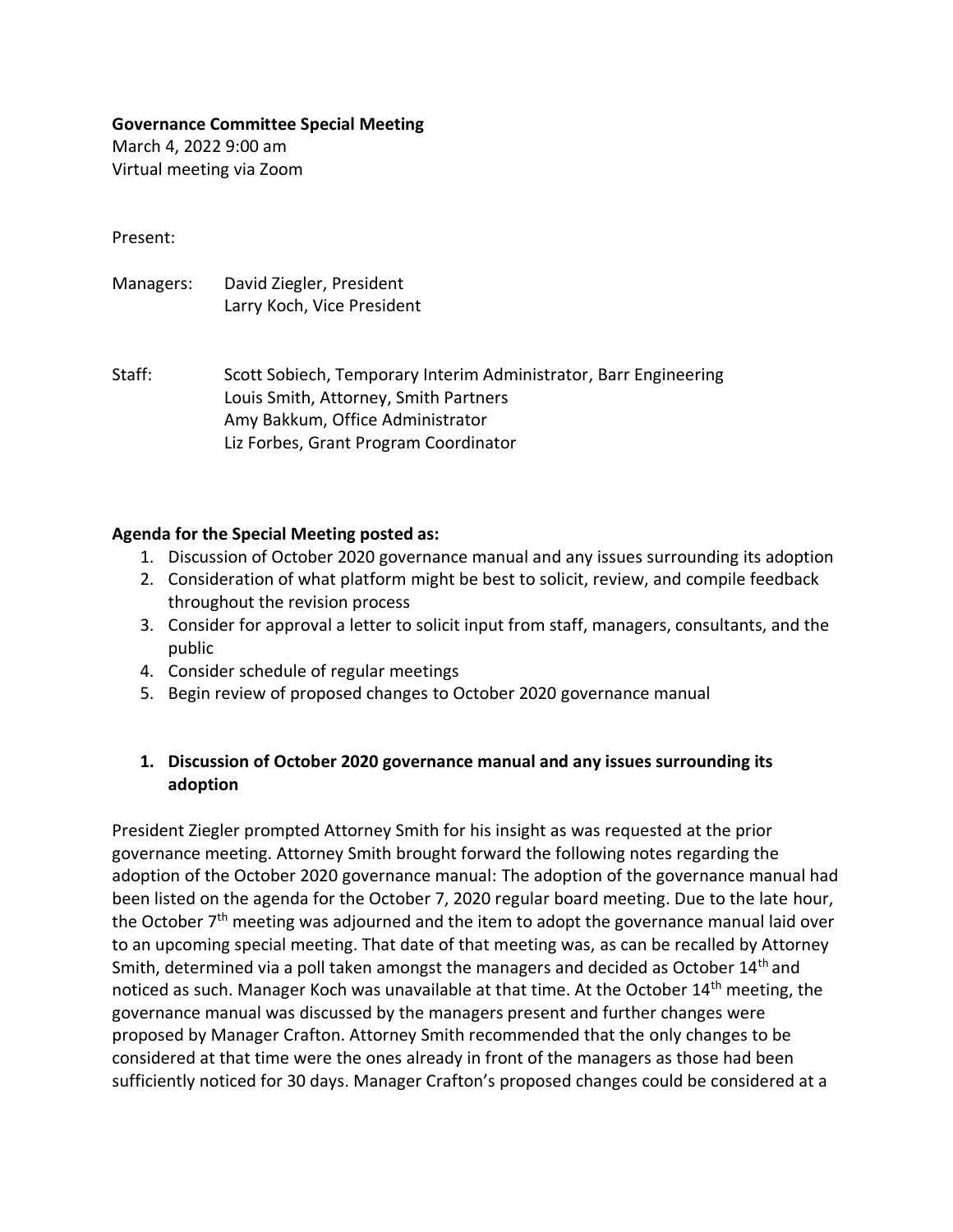**Governance Committee Special Meeting**
March 4, 2022 9:00 am
Virtual meeting via Zoom

Present:

Managers: David Ziegler, President
Larry Koch, Vice President

Staff: Scott Sobiech, Temporary Interim Administrator, Barr Engineering
Louis Smith, Attorney, Smith Partners
Amy Bakkum, Office Administrator
Liz Forbes, Grant Program Coordinator

**Agenda for the Special Meeting posted as:**

1. Discussion of October 2020 governance manual and any issues surrounding its adoption
2. Consideration of what platform might be best to solicit, review, and compile feedback throughout the revision process
3. Consider for approval a letter to solicit input from staff, managers, consultants, and the public
4. Consider schedule of regular meetings
5. Begin review of proposed changes to October 2020 governance manual

### 1. Discussion of October 2020 governance manual and any issues surrounding its adoption

President Ziegler prompted Attorney Smith for his insight as was requested at the prior governance meeting. Attorney Smith brought forward the following notes regarding the adoption of the October 2020 governance manual: The adoption of the governance manual had been listed on the agenda for the October 7, 2020 regular board meeting. Due to the late hour, the October 7th meeting was adjourned and the item to adopt the governance manual laid over to an upcoming special meeting. That date of that meeting was, as can be recalled by Attorney Smith, determined via a poll taken amongst the managers and decided as October 14th and noticed as such. Manager Koch was unavailable at that time. At the October 14th meeting, the governance manual was discussed by the managers present and further changes were proposed by Manager Crafton. Attorney Smith recommended that the only changes to be considered at that time were the ones already in front of the managers as those had been sufficiently noticed for 30 days. Manager Crafton's proposed changes could be considered at a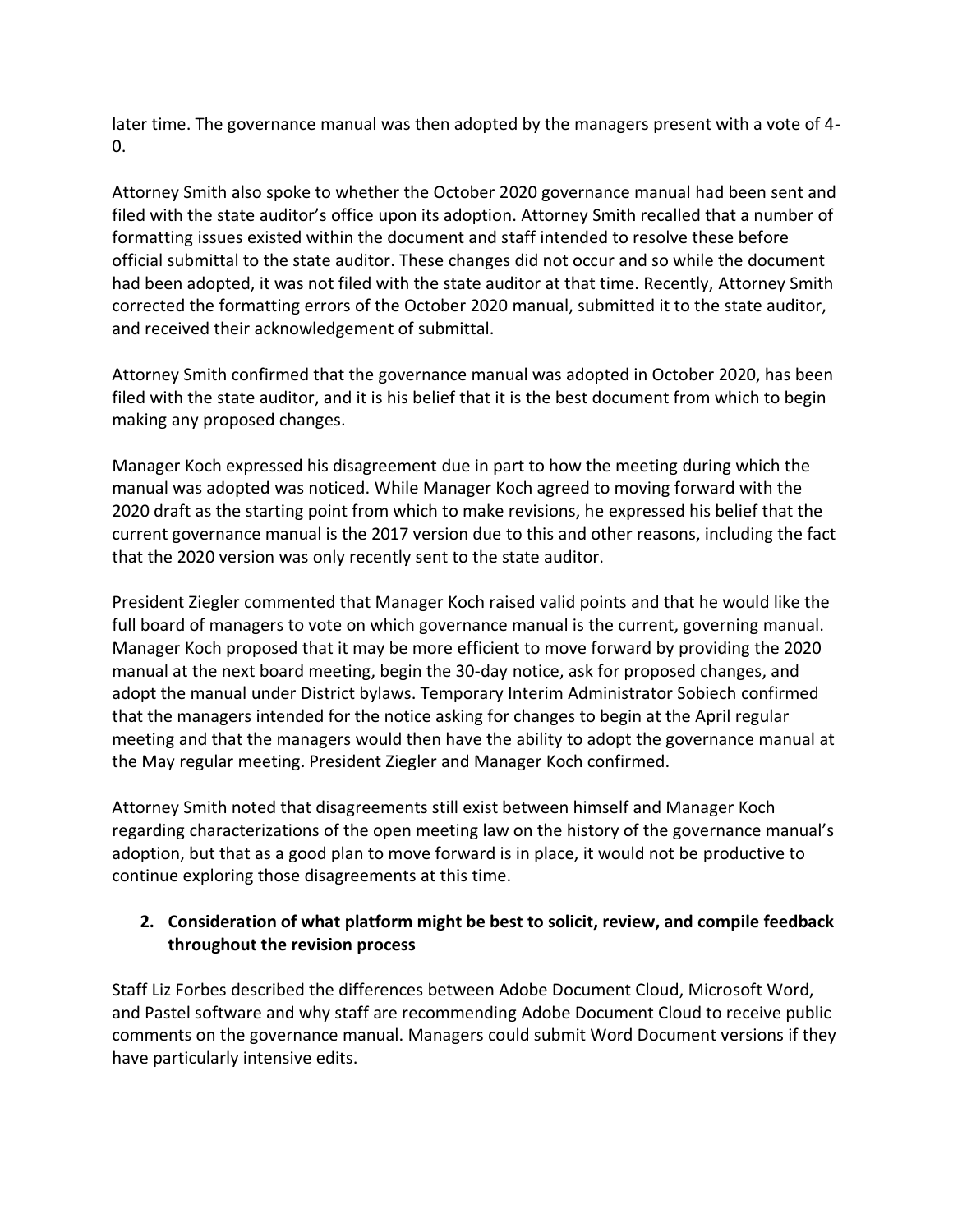later time. The governance manual was then adopted by the managers present with a vote of 4-0.

Attorney Smith also spoke to whether the October 2020 governance manual had been sent and filed with the state auditor's office upon its adoption. Attorney Smith recalled that a number of formatting issues existed within the document and staff intended to resolve these before official submittal to the state auditor. These changes did not occur and so while the document had been adopted, it was not filed with the state auditor at that time. Recently, Attorney Smith corrected the formatting errors of the October 2020 manual, submitted it to the state auditor, and received their acknowledgement of submittal.

Attorney Smith confirmed that the governance manual was adopted in October 2020, has been filed with the state auditor, and it is his belief that it is the best document from which to begin making any proposed changes.

Manager Koch expressed his disagreement due in part to how the meeting during which the manual was adopted was noticed. While Manager Koch agreed to moving forward with the 2020 draft as the starting point from which to make revisions, he expressed his belief that the current governance manual is the 2017 version due to this and other reasons, including the fact that the 2020 version was only recently sent to the state auditor.

President Ziegler commented that Manager Koch raised valid points and that he would like the full board of managers to vote on which governance manual is the current, governing manual. Manager Koch proposed that it may be more efficient to move forward by providing the 2020 manual at the next board meeting, begin the 30-day notice, ask for proposed changes, and adopt the manual under District bylaws. Temporary Interim Administrator Sobiech confirmed that the managers intended for the notice asking for changes to begin at the April regular meeting and that the managers would then have the ability to adopt the governance manual at the May regular meeting. President Ziegler and Manager Koch confirmed.

Attorney Smith noted that disagreements still exist between himself and Manager Koch regarding characterizations of the open meeting law on the history of the governance manual's adoption, but that as a good plan to move forward is in place, it would not be productive to continue exploring those disagreements at this time.

2. **Consideration of what platform might be best to solicit, review, and compile feedback throughout the revision process**

Staff Liz Forbes described the differences between Adobe Document Cloud, Microsoft Word, and Pastel software and why staff are recommending Adobe Document Cloud to receive public comments on the governance manual. Managers could submit Word Document versions if they have particularly intensive edits.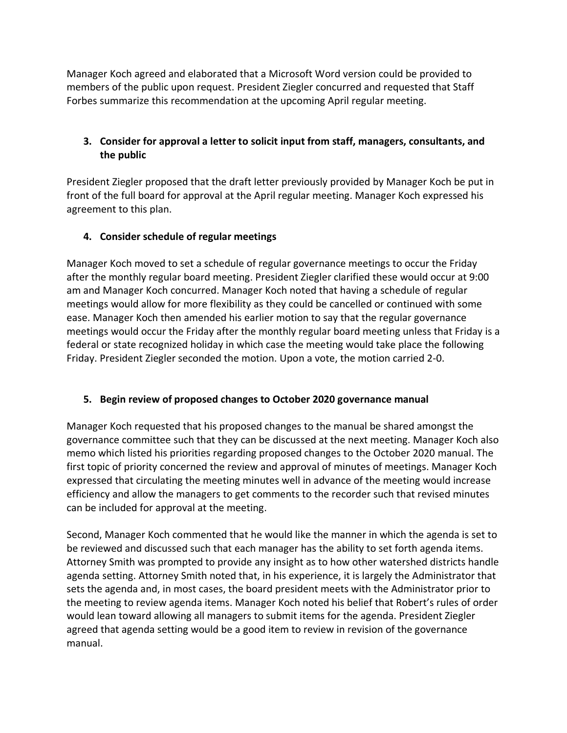Manager Koch agreed and elaborated that a Microsoft Word version could be provided to members of the public upon request. President Ziegler concurred and requested that Staff Forbes summarize this recommendation at the upcoming April regular meeting.

**3. Consider for approval a letter to solicit input from staff, managers, consultants, and the public**

President Ziegler proposed that the draft letter previously provided by Manager Koch be put in front of the full board for approval at the April regular meeting. Manager Koch expressed his agreement to this plan.

**4. Consider schedule of regular meetings**

Manager Koch moved to set a schedule of regular governance meetings to occur the Friday after the monthly regular board meeting. President Ziegler clarified these would occur at 9:00 am and Manager Koch concurred. Manager Koch noted that having a schedule of regular meetings would allow for more flexibility as they could be cancelled or continued with some ease. Manager Koch then amended his earlier motion to say that the regular governance meetings would occur the Friday after the monthly regular board meeting unless that Friday is a federal or state recognized holiday in which case the meeting would take place the following Friday. President Ziegler seconded the motion. Upon a vote, the motion carried 2-0.

**5. Begin review of proposed changes to October 2020 governance manual**

Manager Koch requested that his proposed changes to the manual be shared amongst the governance committee such that they can be discussed at the next meeting. Manager Koch also memo which listed his priorities regarding proposed changes to the October 2020 manual. The first topic of priority concerned the review and approval of minutes of meetings. Manager Koch expressed that circulating the meeting minutes well in advance of the meeting would increase efficiency and allow the managers to get comments to the recorder such that revised minutes can be included for approval at the meeting.

Second, Manager Koch commented that he would like the manner in which the agenda is set to be reviewed and discussed such that each manager has the ability to set forth agenda items. Attorney Smith was prompted to provide any insight as to how other watershed districts handle agenda setting. Attorney Smith noted that, in his experience, it is largely the Administrator that sets the agenda and, in most cases, the board president meets with the Administrator prior to the meeting to review agenda items. Manager Koch noted his belief that Robert's rules of order would lean toward allowing all managers to submit items for the agenda. President Ziegler agreed that agenda setting would be a good item to review in revision of the governance manual.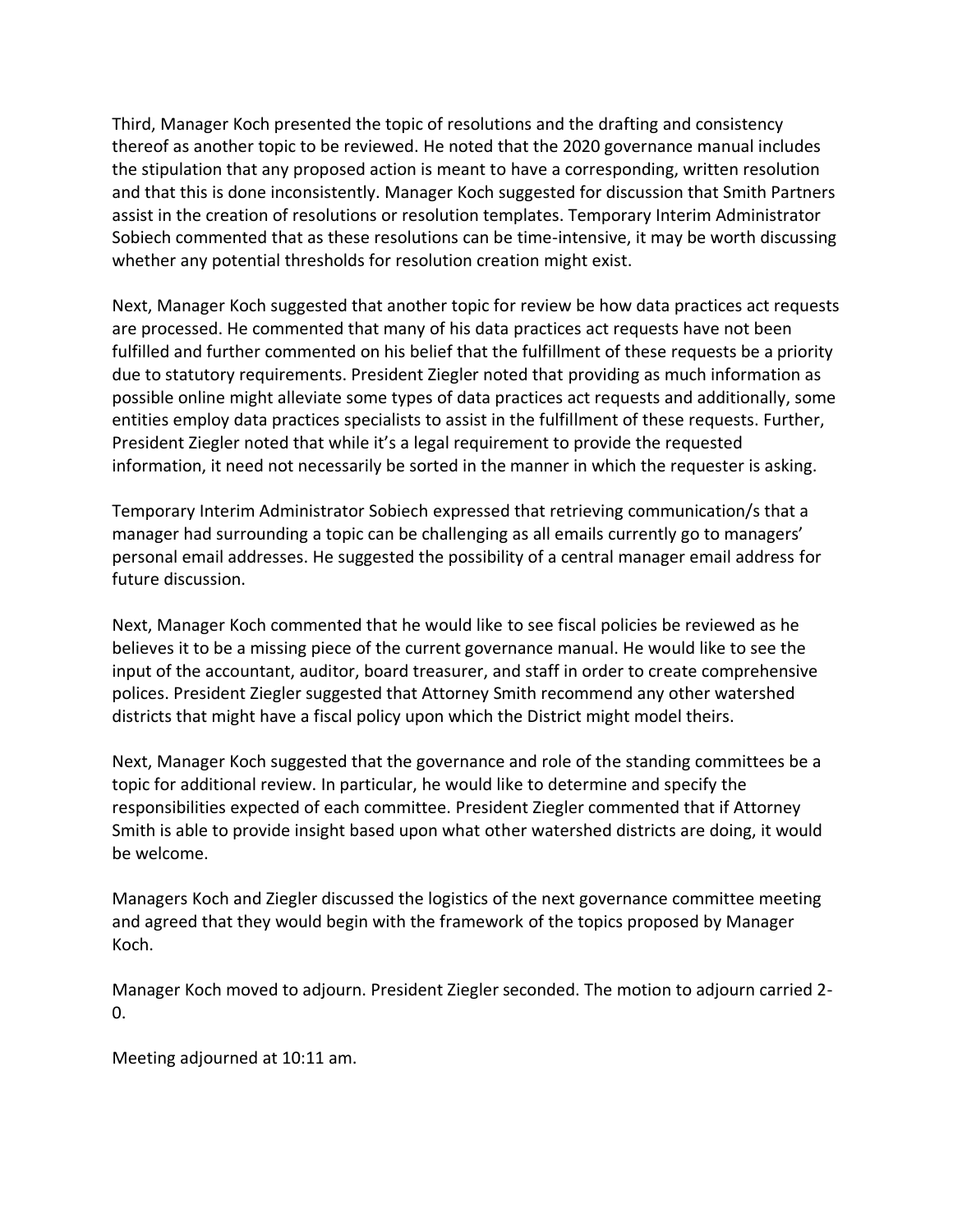Third, Manager Koch presented the topic of resolutions and the drafting and consistency thereof as another topic to be reviewed. He noted that the 2020 governance manual includes the stipulation that any proposed action is meant to have a corresponding, written resolution and that this is done inconsistently. Manager Koch suggested for discussion that Smith Partners assist in the creation of resolutions or resolution templates. Temporary Interim Administrator Sobiech commented that as these resolutions can be time-intensive, it may be worth discussing whether any potential thresholds for resolution creation might exist.

Next, Manager Koch suggested that another topic for review be how data practices act requests are processed. He commented that many of his data practices act requests have not been fulfilled and further commented on his belief that the fulfillment of these requests be a priority due to statutory requirements. President Ziegler noted that providing as much information as possible online might alleviate some types of data practices act requests and additionally, some entities employ data practices specialists to assist in the fulfillment of these requests. Further, President Ziegler noted that while it's a legal requirement to provide the requested information, it need not necessarily be sorted in the manner in which the requester is asking.

Temporary Interim Administrator Sobiech expressed that retrieving communication/s that a manager had surrounding a topic can be challenging as all emails currently go to managers' personal email addresses. He suggested the possibility of a central manager email address for future discussion.

Next, Manager Koch commented that he would like to see fiscal policies be reviewed as he believes it to be a missing piece of the current governance manual. He would like to see the input of the accountant, auditor, board treasurer, and staff in order to create comprehensive polices. President Ziegler suggested that Attorney Smith recommend any other watershed districts that might have a fiscal policy upon which the District might model theirs.

Next, Manager Koch suggested that the governance and role of the standing committees be a topic for additional review. In particular, he would like to determine and specify the responsibilities expected of each committee. President Ziegler commented that if Attorney Smith is able to provide insight based upon what other watershed districts are doing, it would be welcome.

Managers Koch and Ziegler discussed the logistics of the next governance committee meeting and agreed that they would begin with the framework of the topics proposed by Manager Koch.

Manager Koch moved to adjourn. President Ziegler seconded. The motion to adjourn carried 2-0.

Meeting adjourned at 10:11 am.